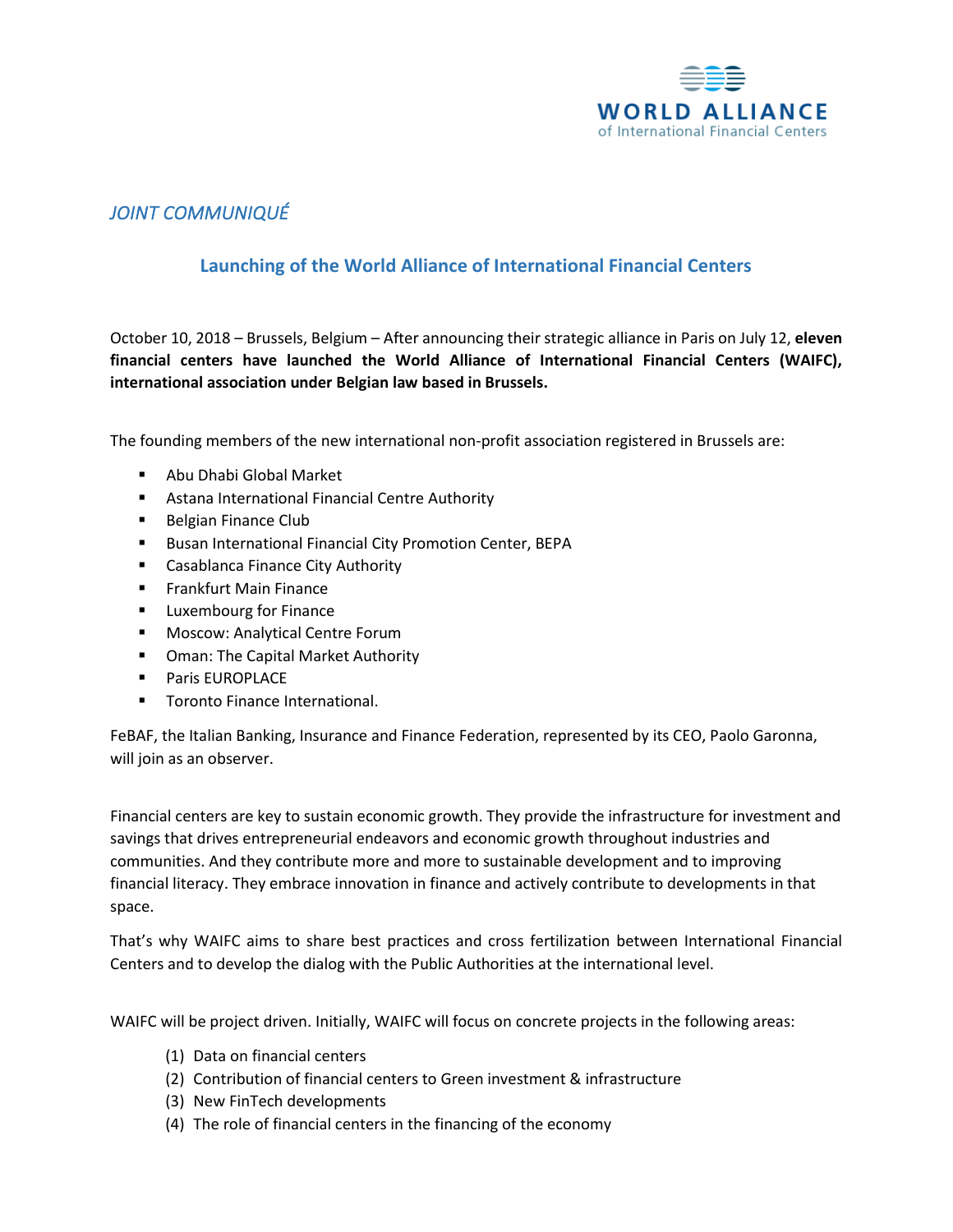WORLD ALLIANCE
of International Financial Centers

*JOINT COMMUNIQUÉ*

## Launching of the World Alliance of International Financial Centers

October 10, 2018 – Brussels, Belgium – After announcing their strategic alliance in Paris on July 12, **eleven financial centers have launched the World Alliance of International Financial Centers (WAIFC), international association under Belgian law based in Brussels.**

The founding members of the new international non-profit association registered in Brussels are:

- Abu Dhabi Global Market
- Astana International Financial Centre Authority
- Belgian Finance Club
- Busan International Financial City Promotion Center, BEPA
- Casablanca Finance City Authority
- Frankfurt Main Finance
- Luxembourg for Finance
- Moscow: Analytical Centre Forum
- Oman: The Capital Market Authority
- Paris EUROPLACE
- Toronto Finance International.

FeBAF, the Italian Banking, Insurance and Finance Federation, represented by its CEO, Paolo Garonna, will join as an observer.

Financial centers are key to sustain economic growth. They provide the infrastructure for investment and savings that drives entrepreneurial endeavors and economic growth throughout industries and communities. And they contribute more and more to sustainable development and to improving financial literacy. They embrace innovation in finance and actively contribute to developments in that space.

That's why WAIFC aims to share best practices and cross fertilization between International Financial Centers and to develop the dialog with the Public Authorities at the international level.

WAIFC will be project driven. Initially, WAIFC will focus on concrete projects in the following areas:

(1) Data on financial centers
(2) Contribution of financial centers to Green investment & infrastructure
(3) New FinTech developments
(4) The role of financial centers in the financing of the economy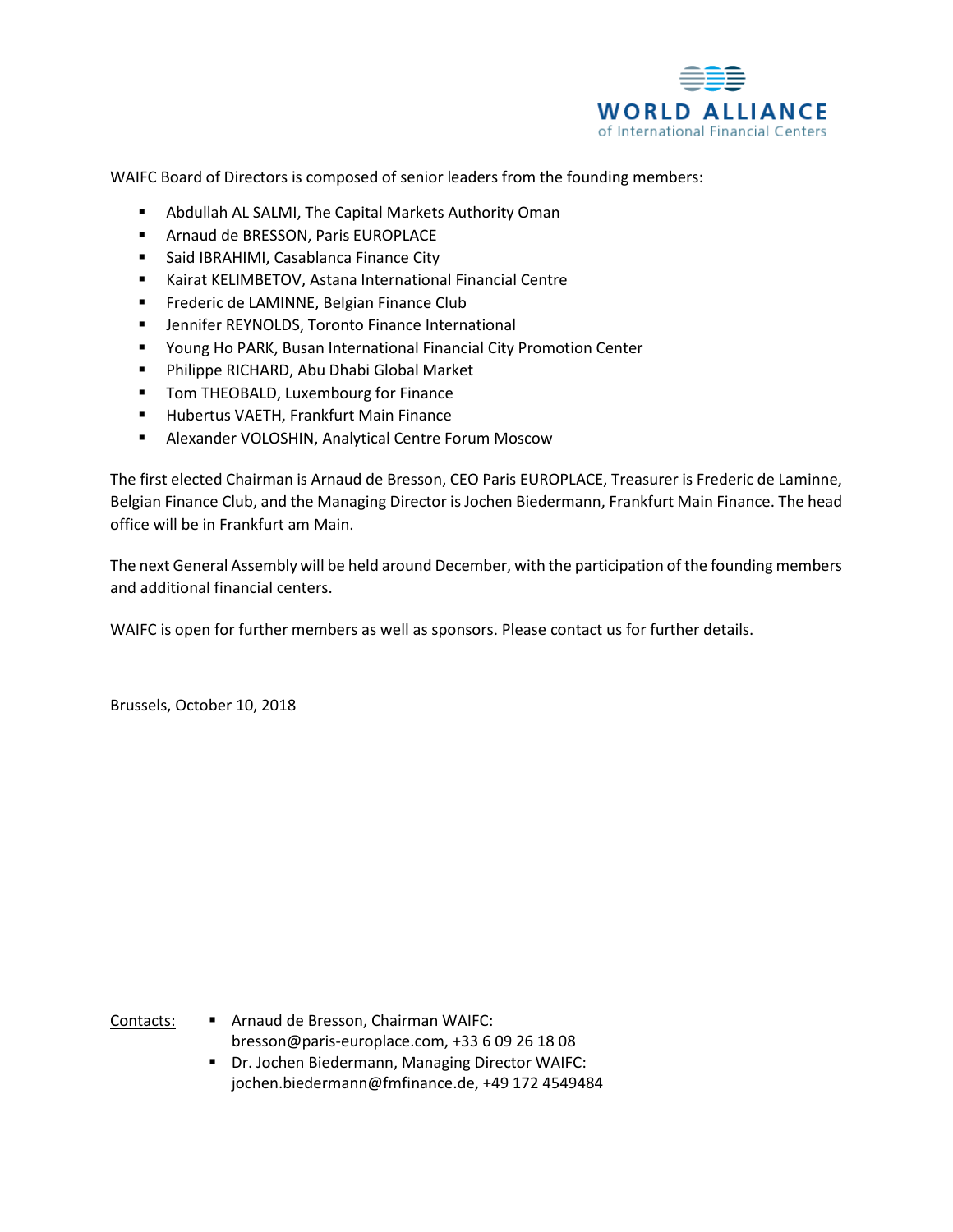WAIFC Board of Directors is composed of senior leaders from the founding members:

- Abdullah AL SALMI, The Capital Markets Authority Oman
- Arnaud de BRESSON, Paris EUROPLACE
- Said IBRAHIMI, Casablanca Finance City
- Kairat KELIMBETOV, Astana International Financial Centre
- Frederic de LAMINNE, Belgian Finance Club
- Jennifer REYNOLDS, Toronto Finance International
- Young Ho PARK, Busan International Financial City Promotion Center
- Philippe RICHARD, Abu Dhabi Global Market
- Tom THEOBALD, Luxembourg for Finance
- Hubertus VAETH, Frankfurt Main Finance
- Alexander VOLOSHIN, Analytical Centre Forum Moscow

The first elected Chairman is Arnaud de Bresson, CEO Paris EUROPLACE, Treasurer is Frederic de Laminne, Belgian Finance Club, and the Managing Director is Jochen Biedermann, Frankfurt Main Finance. The head office will be in Frankfurt am Main.

The next General Assembly will be held around December, with the participation of the founding members and additional financial centers.

WAIFC is open for further members as well as sponsors. Please contact us for further details.

Brussels, October 10, 2018

Contacts:

- Arnaud de Bresson, Chairman WAIFC: bresson@paris-europlace.com, +33 6 09 26 18 08
- Dr. Jochen Biedermann, Managing Director WAIFC: jochen.biedermann@fmfinance.de, +49 172 4549484